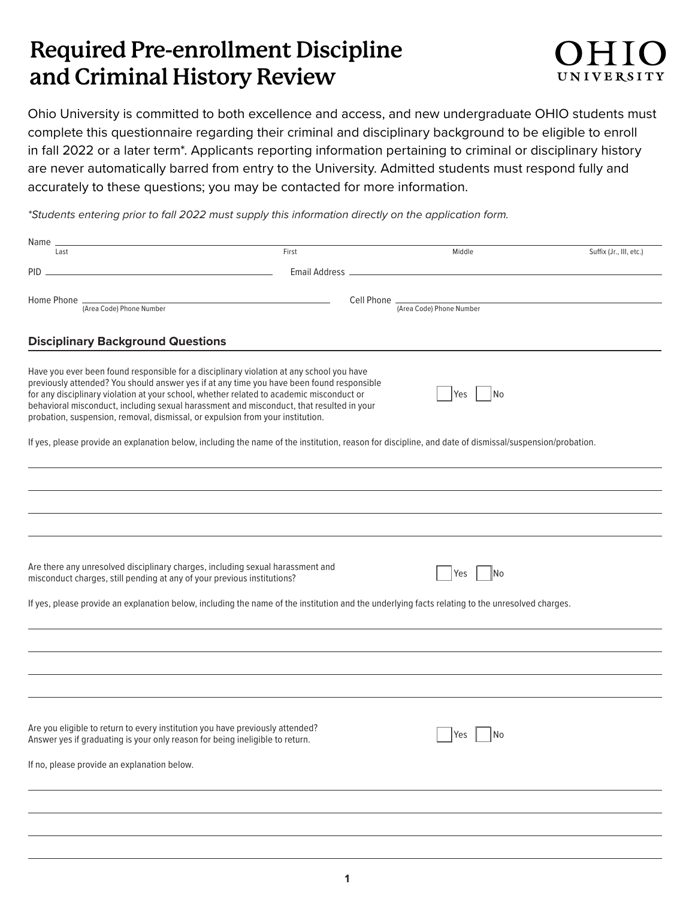# Required Pre-enrollment Discipline and Criminal History Review

OHIO UNIVERSITY

Ohio University is committed to both excellence and access, and new undergraduate OHIO students must complete this questionnaire regarding their criminal and disciplinary background to be eligible to enroll in fall 2022 or a later term*. Applicants reporting information pertaining to criminal or disciplinary history are never automatically barred from entry to the University. Admitted students must respond fully and accurately to these questions; you may be contacted for more information.

*\*Students entering prior to fall 2022 must supply this information directly on the application form.*

Name ______________________________________________________________________________
Last &nbsp;&nbsp;&nbsp; First &nbsp;&nbsp;&nbsp; Middle &nbsp;&nbsp;&nbsp; Suffix (Jr., III, etc.)

PID ____________________________ Email Address ____________________________

Home Phone ____________________________ Cell Phone ____________________________
(Area Code) Phone Number &nbsp;&nbsp;&nbsp; (Area Code) Phone Number

## Disciplinary Background Questions

Have you ever been found responsible for a disciplinary violation at any school you have previously attended? You should answer yes if at any time you have been found responsible for any disciplinary violation at your school, whether related to academic misconduct or behavioral misconduct, including sexual harassment and misconduct, that resulted in your probation, suspension, removal, dismissal, or expulsion from your institution.

☐ Yes ☐ No

If yes, please provide an explanation below, including the name of the institution, reason for discipline, and date of dismissal/suspension/probation.

______________________________________________________________________________

______________________________________________________________________________

______________________________________________________________________________

______________________________________________________________________________

Are there any unresolved disciplinary charges, including sexual harassment and misconduct charges, still pending at any of your previous institutions?

☐ Yes ☐ No

If yes, please provide an explanation below, including the name of the institution and the underlying facts relating to the unresolved charges.

______________________________________________________________________________

______________________________________________________________________________

______________________________________________________________________________

______________________________________________________________________________

Are you eligible to return to every institution you have previously attended? Answer yes if graduating is your only reason for being ineligible to return.

☐ Yes ☐ No

If no, please provide an explanation below.

______________________________________________________________________________

______________________________________________________________________________

______________________________________________________________________________

______________________________________________________________________________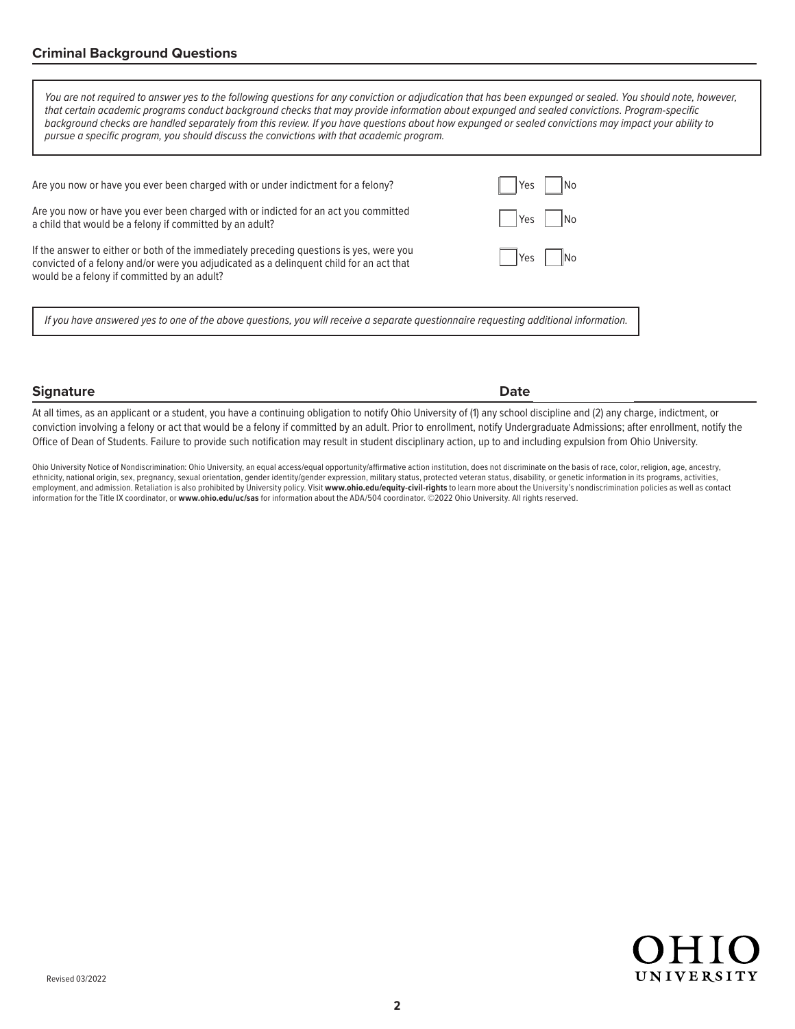## Criminal Background Questions

*You are not required to answer yes to the following questions for any conviction or adjudication that has been expunged or sealed. You should note, however, that certain academic programs conduct background checks that may provide information about expunged and sealed convictions. Program-specific background checks are handled separately from this review. If you have questions about how expunged or sealed convictions may impact your ability to pursue a specific program, you should discuss the convictions with that academic program.*

Are you now or have you ever been charged with or under indictment for a felony? ☐ Yes ☐ No

Are you now or have you ever been charged with or indicted for an act you committed a child that would be a felony if committed by an adult? ☐ Yes ☐ No

If the answer to either or both of the immediately preceding questions is yes, were you convicted of a felony and/or were you adjudicated as a delinquent child for an act that would be a felony if committed by an adult? ☐ Yes ☐ No

*If you have answered yes to one of the above questions, you will receive a separate questionnaire requesting additional information.*

**Signature** **Date**

At all times, as an applicant or a student, you have a continuing obligation to notify Ohio University of (1) any school discipline and (2) any charge, indictment, or conviction involving a felony or act that would be a felony if committed by an adult. Prior to enrollment, notify Undergraduate Admissions; after enrollment, notify the Office of Dean of Students. Failure to provide such notification may result in student disciplinary action, up to and including expulsion from Ohio University.

Ohio University Notice of Nondiscrimination: Ohio University, an equal access/equal opportunity/affirmative action institution, does not discriminate on the basis of race, color, religion, age, ancestry, ethnicity, national origin, sex, pregnancy, sexual orientation, gender identity/gender expression, military status, protected veteran status, disability, or genetic information in its programs, activities, employment, and admission. Retaliation is also prohibited by University policy. Visit **www.ohio.edu/equity-civil-rights** to learn more about the University's nondiscrimination policies as well as contact information for the Title IX coordinator, or **www.ohio.edu/uc/sas** for information about the ADA/504 coordinator. ©2022 Ohio University. All rights reserved.

Revised 03/2022

OHIO UNIVERSITY